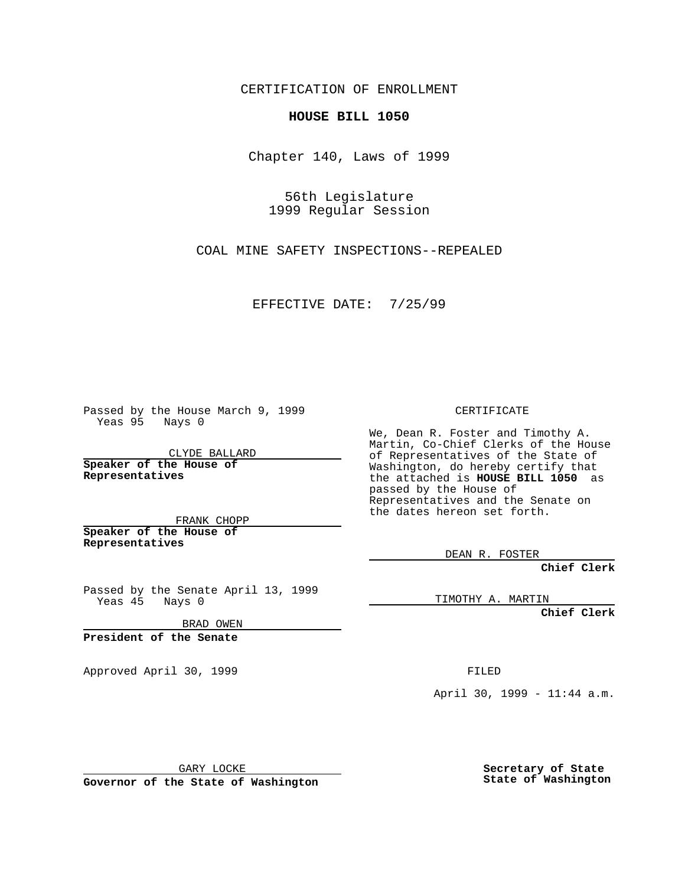CERTIFICATION OF ENROLLMENT

**HOUSE BILL 1050**

Chapter 140, Laws of 1999

56th Legislature
1999 Regular Session

COAL MINE SAFETY INSPECTIONS--REPEALED

EFFECTIVE DATE: 7/25/99

Passed by the House March 9, 1999
Yeas 95 Nays 0

CLYDE BALLARD
**Speaker of the House of Representatives**

FRANK CHOPP
**Speaker of the House of Representatives**

Passed by the Senate April 13, 1999
Yeas 45 Nays 0

BRAD OWEN
**President of the Senate**

Approved April 30, 1999

GARY LOCKE
**Governor of the State of Washington**

CERTIFICATE

We, Dean R. Foster and Timothy A. Martin, Co-Chief Clerks of the House of Representatives of the State of Washington, do hereby certify that the attached is **HOUSE BILL 1050** as passed by the House of Representatives and the Senate on the dates hereon set forth.

DEAN R. FOSTER
**Chief Clerk**

TIMOTHY A. MARTIN
**Chief Clerk**

FILED

April 30, 1999 - 11:44 a.m.

**Secretary of State**
**State of Washington**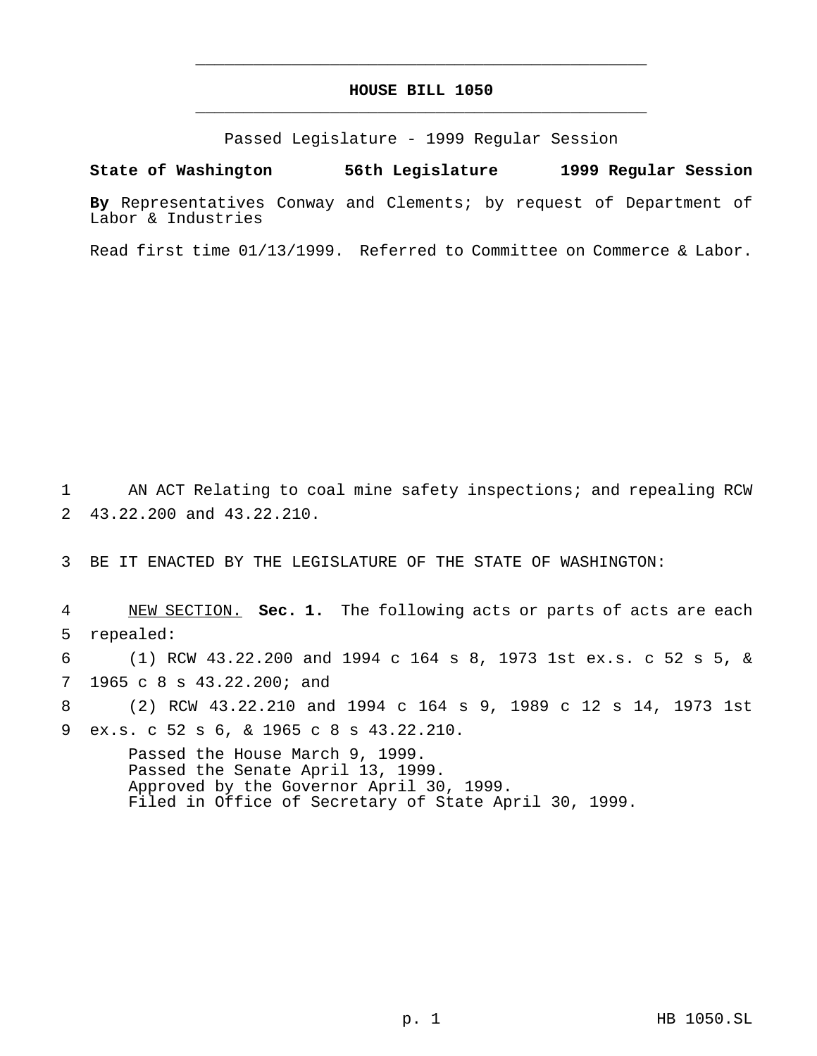# HOUSE BILL 1050

Passed Legislature - 1999 Regular Session

**State of Washington 56th Legislature 1999 Regular Session**

**By** Representatives Conway and Clements; by request of Department of Labor & Industries

Read first time 01/13/1999. Referred to Committee on Commerce & Labor.

1 AN ACT Relating to coal mine safety inspections; and repealing RCW
2 43.22.200 and 43.22.210.

3 BE IT ENACTED BY THE LEGISLATURE OF THE STATE OF WASHINGTON:

4 NEW SECTION. **Sec. 1.** The following acts or parts of acts are each
5 repealed:
6 (1) RCW 43.22.200 and 1994 c 164 s 8, 1973 1st ex.s. c 52 s 5, &
7 1965 c 8 s 43.22.200; and
8 (2) RCW 43.22.210 and 1994 c 164 s 9, 1989 c 12 s 14, 1973 1st
9 ex.s. c 52 s 6, & 1965 c 8 s 43.22.210.

Passed the House March 9, 1999.
Passed the Senate April 13, 1999.
Approved by the Governor April 30, 1999.
Filed in Office of Secretary of State April 30, 1999.